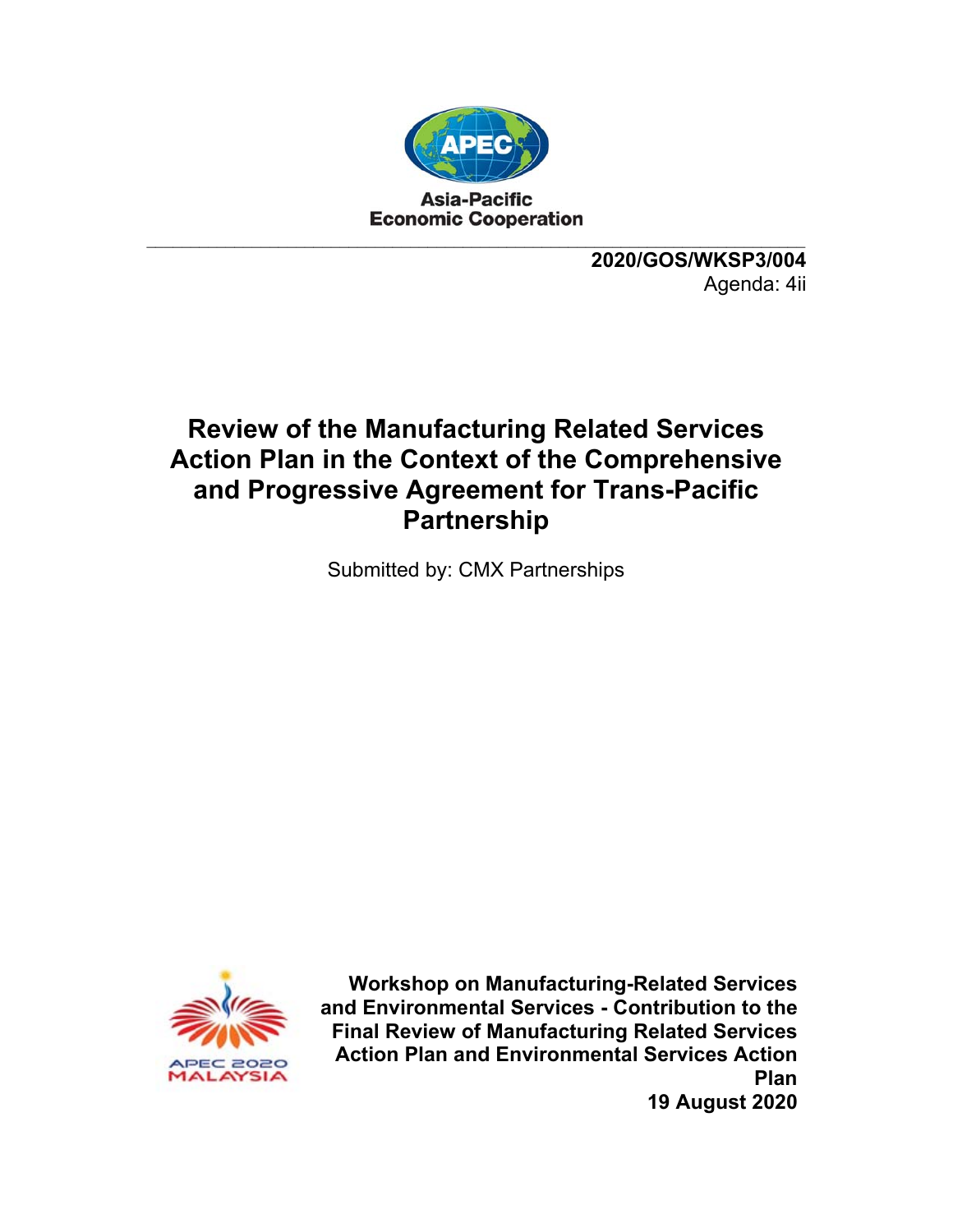Asia-Pacific
Economic Cooperation

**2020/GOS/WKSP3/004**
Agenda: 4ii

# Review of the Manufacturing Related Services Action Plan in the Context of the Comprehensive and Progressive Agreement for Trans-Pacific Partnership

Submitted by: CMX Partnerships

**Workshop on Manufacturing-Related Services and Environmental Services - Contribution to the Final Review of Manufacturing Related Services Action Plan and Environmental Services Action Plan**
**19 August 2020**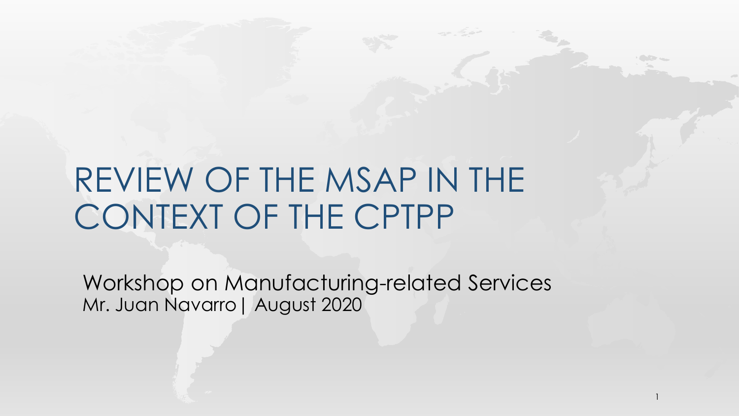# REVIEW OF THE MSAP IN THE CONTEXT OF THE CPTPP

Workshop on Manufacturing-related Services

Mr. Juan Navarro | August 2020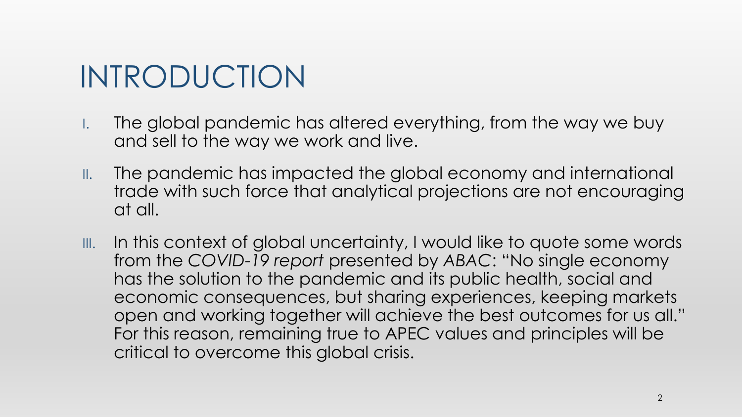# INTRODUCTION

I. The global pandemic has altered everything, from the way we buy and sell to the way we work and live.

II. The pandemic has impacted the global economy and international trade with such force that analytical projections are not encouraging at all.

III. In this context of global uncertainty, I would like to quote some words from the *COVID-19 report* presented by *ABAC*: "No single economy has the solution to the pandemic and its public health, social and economic consequences, but sharing experiences, keeping markets open and working together will achieve the best outcomes for us all." For this reason, remaining true to APEC values and principles will be critical to overcome this global crisis.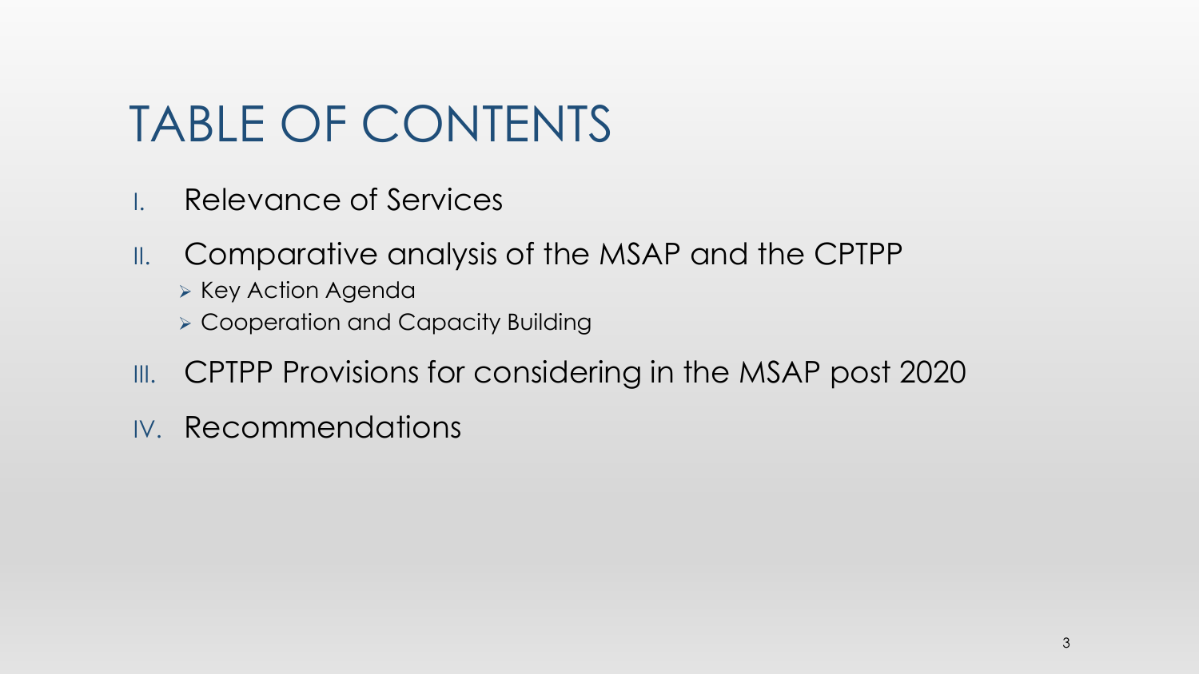# TABLE OF CONTENTS

I. Relevance of Services

II. Comparative analysis of the MSAP and the CPTPP
   - Key Action Agenda
   - Cooperation and Capacity Building

III. CPTPP Provisions for considering in the MSAP post 2020

IV. Recommendations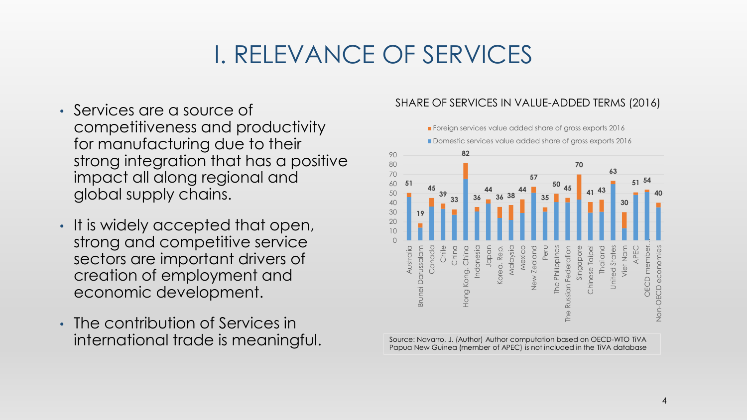# I. RELEVANCE OF SERVICES

- Services are a source of competitiveness and productivity for manufacturing due to their strong integration that has a positive impact all along regional and global supply chains.
- It is widely accepted that open, strong and competitive service sectors are important drivers of creation of employment and economic development.
- The contribution of Services in international trade is meaningful.

SHARE OF SERVICES IN VALUE-ADDED TERMS (2016)

| Economy | Total (Foreign + Domestic services value added share of gross exports 2016) |
|---|---|
| Australia | 51 |
| Brunei Darussalam | 19 |
| Canada | 45 |
| Chile | 39 |
| China | 33 |
| Hong Kong, China | 82 |
| Indonesia | 36 |
| Japan | 44 |
| Korea, Rep. | 36 |
| Malaysia | 38 |
| Mexico | 44 |
| New Zealand | 57 |
| Peru | 35 |
| The Philippines | 50 |
| The Russian Federation | 45 |
| Singapore | 70 |
| Chinese Taipei | 41 |
| Thailand | 43 |
| United States | 63 |
| Viet Nam | 30 |
| APEC | 51 |
| OECD member... | 54 |
| Non-OECD economies | 40 |

Source: Navarro, J. (Author) Author computation based on OECD-WTO TiVA
Papua New Guinea (member of APEC) is not included in the TiVA database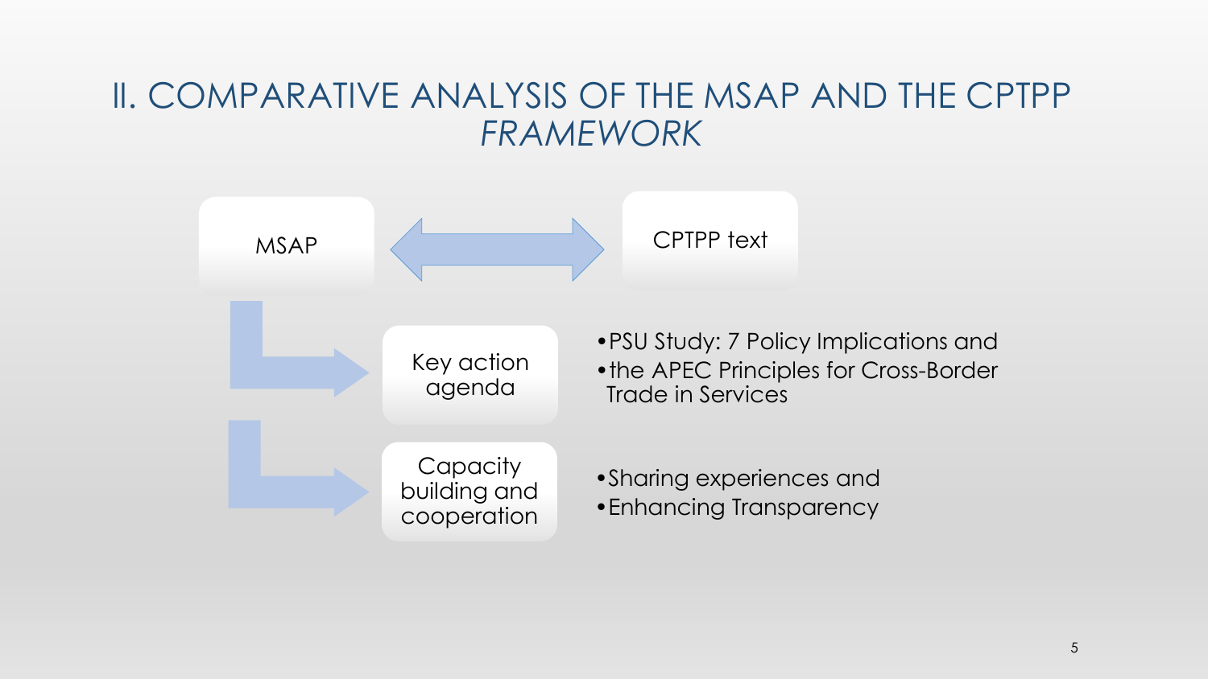# II. COMPARATIVE ANALYSIS OF THE MSAP AND THE CPTPP *FRAMEWORK*

MSAP ⟷ CPTPP text

- **Key action agenda**
  - PSU Study: 7 Policy Implications and
  - the APEC Principles for Cross-Border Trade in Services
- **Capacity building and cooperation**
  - Sharing experiences and
  - Enhancing Transparency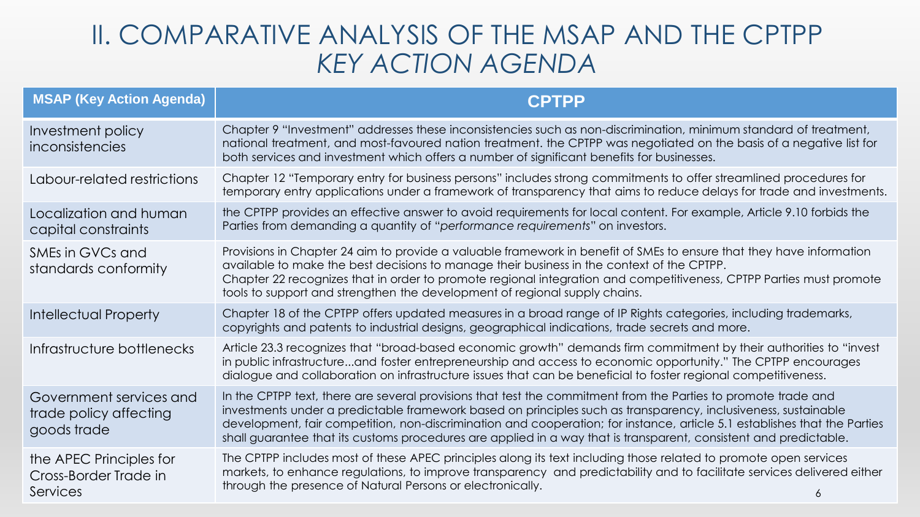# II. COMPARATIVE ANALYSIS OF THE MSAP AND THE CPTPP *KEY ACTION AGENDA*

| MSAP (Key Action Agenda) | CPTPP |
|---|---|
| Investment policy inconsistencies | Chapter 9 "Investment" addresses these inconsistencies such as non-discrimination, minimum standard of treatment, national treatment, and most-favoured nation treatment. the CPTPP was negotiated on the basis of a negative list for both services and investment which offers a number of significant benefits for businesses. |
| Labour-related restrictions | Chapter 12 "Temporary entry for business persons" includes strong commitments to offer streamlined procedures for temporary entry applications under a framework of transparency that aims to reduce delays for trade and investments. |
| Localization and human capital constraints | the CPTPP provides an effective answer to avoid requirements for local content. For example, Article 9.10 forbids the Parties from demanding a quantity of "*performance requirements*" on investors. |
| SMEs in GVCs and standards conformity | Provisions in Chapter 24 aim to provide a valuable framework in benefit of SMEs to ensure that they have information available to make the best decisions to manage their business in the context of the CPTPP. Chapter 22 recognizes that in order to promote regional integration and competitiveness, CPTPP Parties must promote tools to support and strengthen the development of regional supply chains. |
| Intellectual Property | Chapter 18 of the CPTPP offers updated measures in a broad range of IP Rights categories, including trademarks, copyrights and patents to industrial designs, geographical indications, trade secrets and more. |
| Infrastructure bottlenecks | Article 23.3 recognizes that "broad-based economic growth" demands firm commitment by their authorities to "invest in public infrastructure...and foster entrepreneurship and access to economic opportunity." The CPTPP encourages dialogue and collaboration on infrastructure issues that can be beneficial to foster regional competitiveness. |
| Government services and trade policy affecting goods trade | In the CPTPP text, there are several provisions that test the commitment from the Parties to promote trade and investments under a predictable framework based on principles such as transparency, inclusiveness, sustainable development, fair competition, non-discrimination and cooperation; for instance, article 5.1 establishes that the Parties shall guarantee that its customs procedures are applied in a way that is transparent, consistent and predictable. |
| the APEC Principles for Cross-Border Trade in Services | The CPTPP includes most of these APEC principles along its text including those related to promote open services markets, to enhance regulations, to improve transparency and predictability and to facilitate services delivered either through the presence of Natural Persons or electronically. |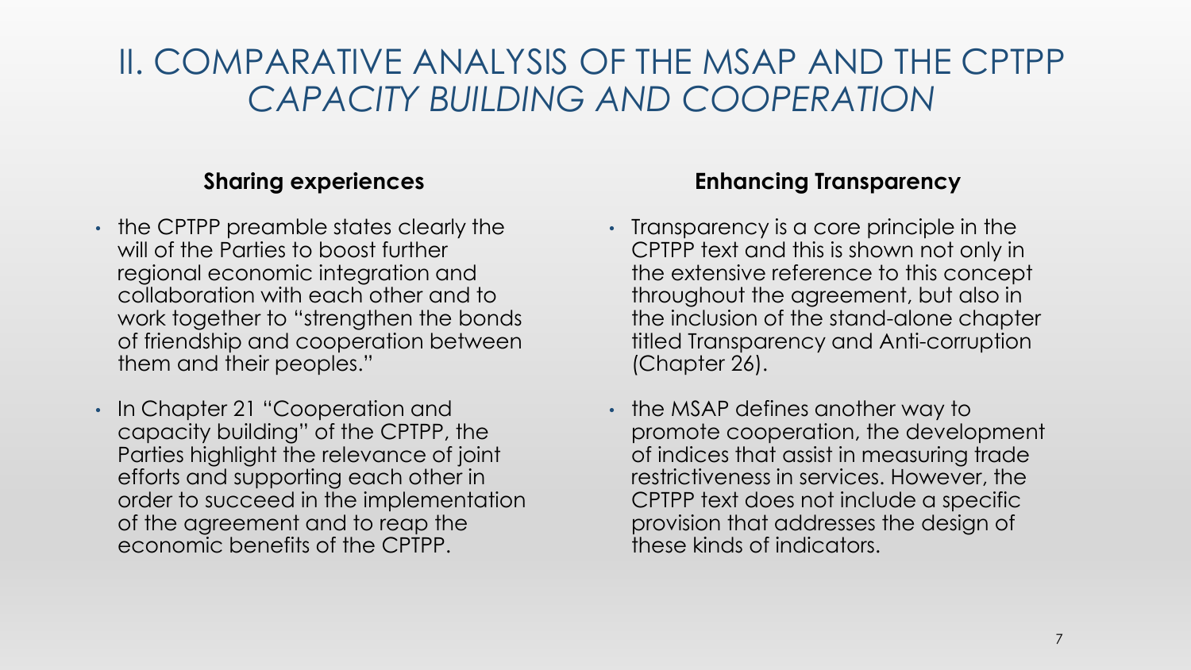# II. COMPARATIVE ANALYSIS OF THE MSAP AND THE CPTPP

## *CAPACITY BUILDING AND COOPERATION*

### Sharing experiences

- the CPTPP preamble states clearly the will of the Parties to boost further regional economic integration and collaboration with each other and to work together to "strengthen the bonds of friendship and cooperation between them and their peoples."
- In Chapter 21 "Cooperation and capacity building" of the CPTPP, the Parties highlight the relevance of joint efforts and supporting each other in order to succeed in the implementation of the agreement and to reap the economic benefits of the CPTPP.

### Enhancing Transparency

- Transparency is a core principle in the CPTPP text and this is shown not only in the extensive reference to this concept throughout the agreement, but also in the inclusion of the stand-alone chapter titled Transparency and Anti-corruption (Chapter 26).
- the MSAP defines another way to promote cooperation, the development of indices that assist in measuring trade restrictiveness in services. However, the CPTPP text does not include a specific provision that addresses the design of these kinds of indicators.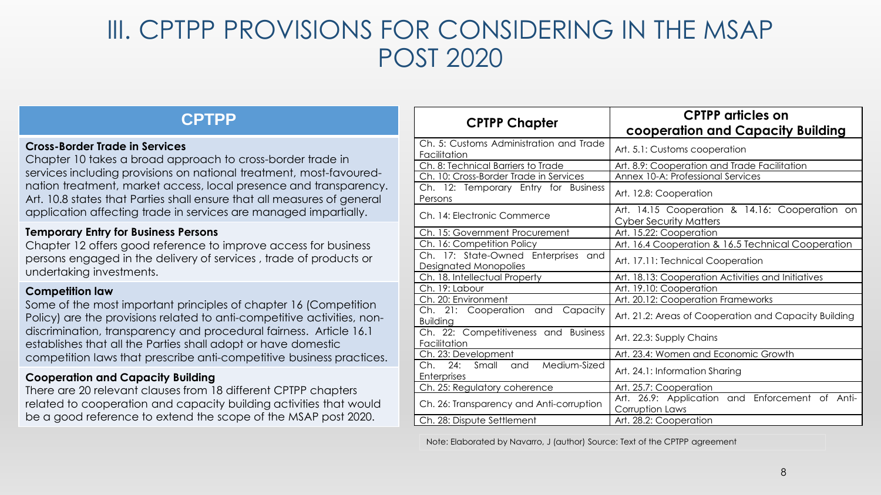# III. CPTPP PROVISIONS FOR CONSIDERING IN THE MSAP POST 2020

## CPTPP

**Cross-Border Trade in Services**
Chapter 10 takes a broad approach to cross-border trade in services including provisions on national treatment, most-favoured-nation treatment, market access, local presence and transparency. Art. 10.8 states that Parties shall ensure that all measures of general application affecting trade in services are managed impartially.

**Temporary Entry for Business Persons**
Chapter 12 offers good reference to improve access for business persons engaged in the delivery of services , trade of products or undertaking investments.

**Competition law**
Some of the most important principles of chapter 16 (Competition Policy) are the provisions related to anti-competitive activities, non-discrimination, transparency and procedural fairness. Article 16.1 establishes that all the Parties shall adopt or have domestic competition laws that prescribe anti-competitive business practices.

**Cooperation and Capacity Building**
There are 20 relevant clauses from 18 different CPTPP chapters related to cooperation and capacity building activities that would be a good reference to extend the scope of the MSAP post 2020.

| CPTPP Chapter | CPTPP articles on cooperation and Capacity Building |
|---|---|
| Ch. 5: Customs Administration and Trade Facilitation | Art. 5.1: Customs cooperation |
| Ch. 8: Technical Barriers to Trade | Art. 8.9: Cooperation and Trade Facilitation |
| Ch. 10: Cross-Border Trade in Services | Annex 10-A: Professional Services |
| Ch. 12: Temporary Entry for Business Persons | Art. 12.8: Cooperation |
| Ch. 14: Electronic Commerce | Art. 14.15 Cooperation & 14.16: Cooperation on Cyber Security Matters |
| Ch. 15: Government Procurement | Art. 15.22: Cooperation |
| Ch. 16: Competition Policy | Art. 16.4 Cooperation & 16.5 Technical Cooperation |
| Ch. 17: State-Owned Enterprises and Designated Monopolies | Art. 17.11: Technical Cooperation |
| Ch. 18. Intellectual Property | Art. 18.13: Cooperation Activities and Initiatives |
| Ch. 19: Labour | Art. 19.10: Cooperation |
| Ch. 20: Environment | Art. 20.12: Cooperation Frameworks |
| Ch. 21: Cooperation and Capacity Building | Art. 21.2: Areas of Cooperation and Capacity Building |
| Ch. 22: Competitiveness and Business Facilitation | Art. 22.3: Supply Chains |
| Ch. 23: Development | Art. 23.4: Women and Economic Growth |
| Ch. 24: Small and Medium-Sized Enterprises | Art. 24.1: Information Sharing |
| Ch. 25: Regulatory coherence | Art. 25.7: Cooperation |
| Ch. 26: Transparency and Anti-corruption | Art. 26.9: Application and Enforcement of Anti-Corruption Laws |
| Ch. 28: Dispute Settlement | Art. 28.2: Cooperation |

Note: Elaborated by Navarro, J (author) Source: Text of the CPTPP agreement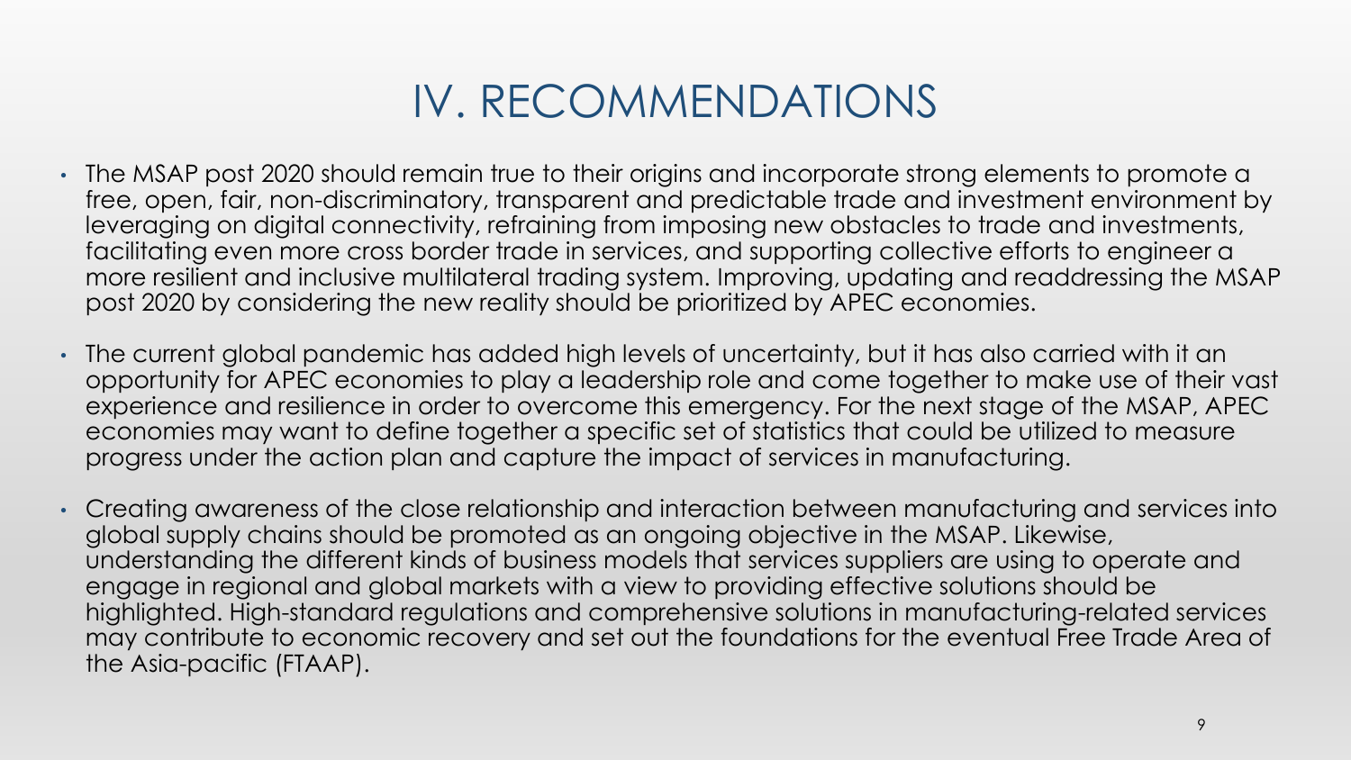# IV. RECOMMENDATIONS

- The MSAP post 2020 should remain true to their origins and incorporate strong elements to promote a free, open, fair, non-discriminatory, transparent and predictable trade and investment environment by leveraging on digital connectivity, refraining from imposing new obstacles to trade and investments, facilitating even more cross border trade in services, and supporting collective efforts to engineer a more resilient and inclusive multilateral trading system. Improving, updating and readdressing the MSAP post 2020 by considering the new reality should be prioritized by APEC economies.
- The current global pandemic has added high levels of uncertainty, but it has also carried with it an opportunity for APEC economies to play a leadership role and come together to make use of their vast experience and resilience in order to overcome this emergency. For the next stage of the MSAP, APEC economies may want to define together a specific set of statistics that could be utilized to measure progress under the action plan and capture the impact of services in manufacturing.
- Creating awareness of the close relationship and interaction between manufacturing and services into global supply chains should be promoted as an ongoing objective in the MSAP. Likewise, understanding the different kinds of business models that services suppliers are using to operate and engage in regional and global markets with a view to providing effective solutions should be highlighted. High-standard regulations and comprehensive solutions in manufacturing-related services may contribute to economic recovery and set out the foundations for the eventual Free Trade Area of the Asia-pacific (FTAAP).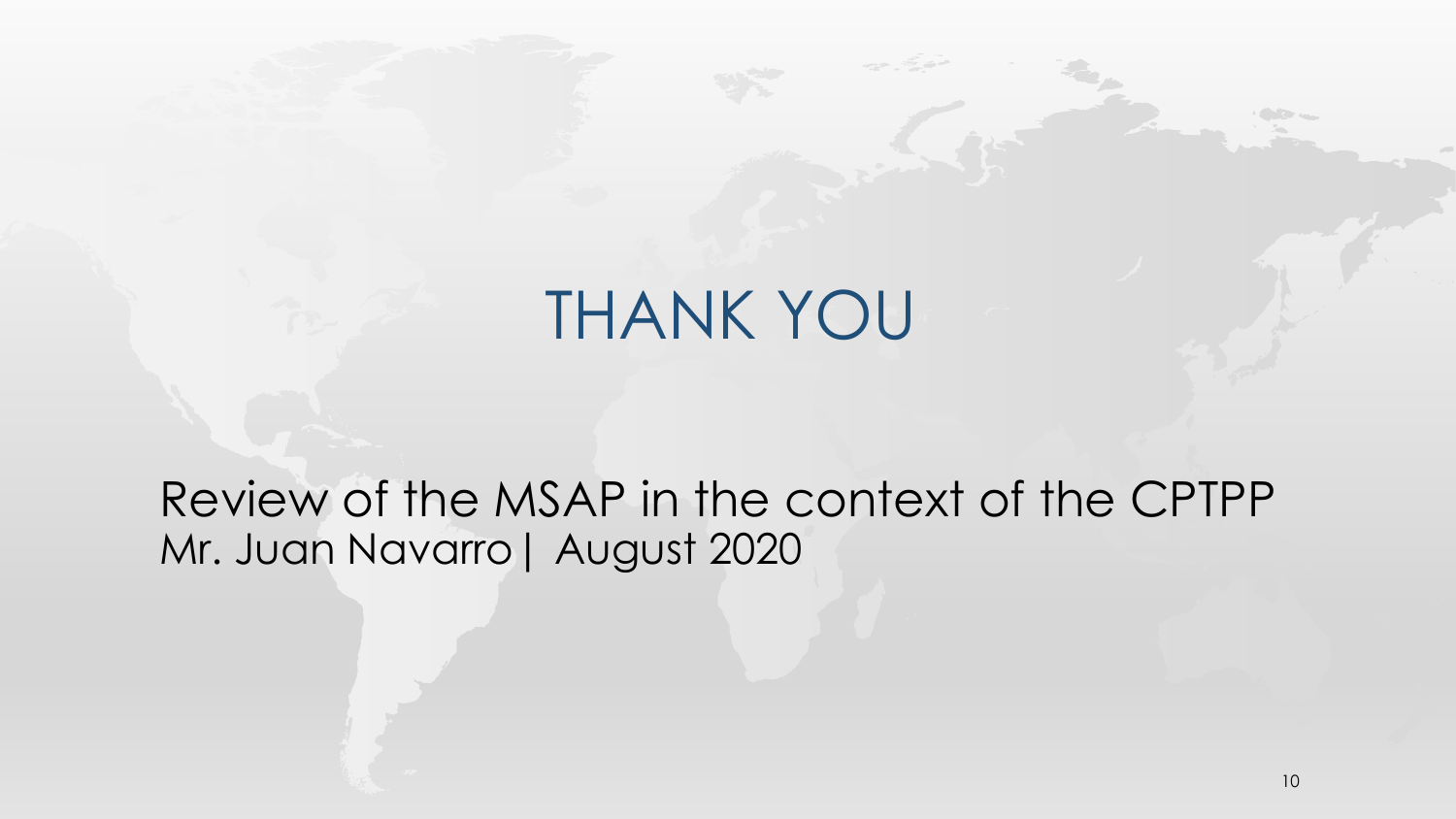# THANK YOU

Review of the MSAP in the context of the CPTPP
Mr. Juan Navarro | August 2020